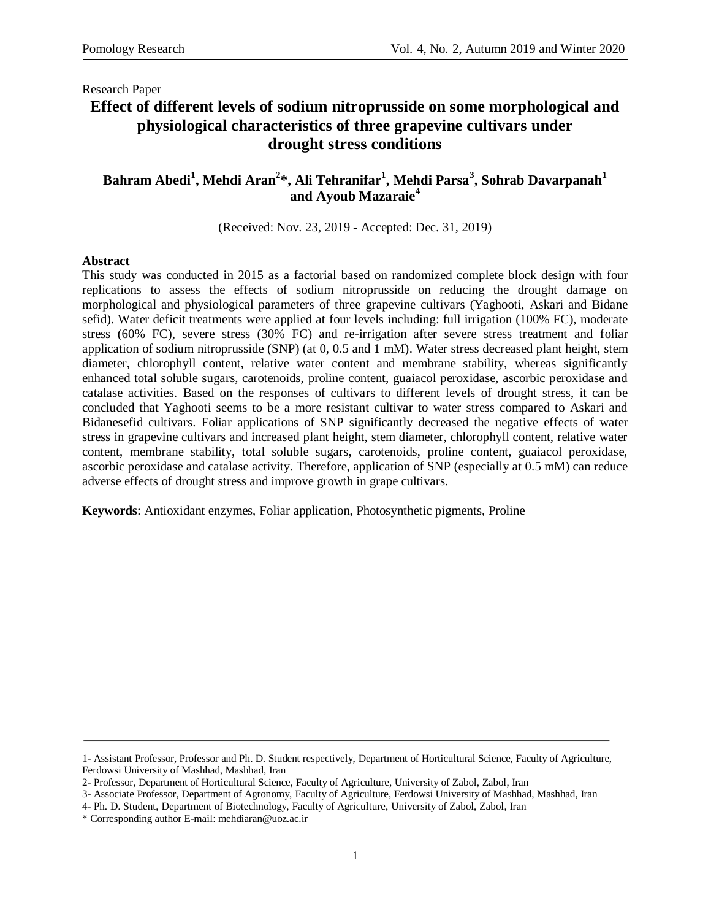Research Paper

# Effect of different levels of sodium nitroprusside on some morphological and physiological characteristics of three grapevine cultivars under drought stress conditions

**Bahram Abedi[1], Mehdi Aran[2]*, Ali Tehranifar[1], Mehdi Parsa[3], Sohrab Davarpanah[1] and Ayoub Mazaraie[4]**

(Received: Nov. 23, 2019 - Accepted: Dec. 31, 2019)

## Abstract

This study was conducted in 2015 as a factorial based on randomized complete block design with four replications to assess the effects of sodium nitroprusside on reducing the drought damage on morphological and physiological parameters of three grapevine cultivars (Yaghooti, Askari and Bidane sefid). Water deficit treatments were applied at four levels including: full irrigation (100% FC), moderate stress (60% FC), severe stress (30% FC) and re-irrigation after severe stress treatment and foliar application of sodium nitroprusside (SNP) (at 0, 0.5 and 1 mM). Water stress decreased plant height, stem diameter, chlorophyll content, relative water content and membrane stability, whereas significantly enhanced total soluble sugars, carotenoids, proline content, guaiacol peroxidase, ascorbic peroxidase and catalase activities. Based on the responses of cultivars to different levels of drought stress, it can be concluded that Yaghooti seems to be a more resistant cultivar to water stress compared to Askari and Bidanesefid cultivars. Foliar applications of SNP significantly decreased the negative effects of water stress in grapevine cultivars and increased plant height, stem diameter, chlorophyll content, relative water content, membrane stability, total soluble sugars, carotenoids, proline content, guaiacol peroxidase, ascorbic peroxidase and catalase activity. Therefore, application of SNP (especially at 0.5 mM) can reduce adverse effects of drought stress and improve growth in grape cultivars.

**Keywords**: Antioxidant enzymes, Foliar application, Photosynthetic pigments, Proline

---

1- Assistant Professor, Professor and Ph. D. Student respectively, Department of Horticultural Science, Faculty of Agriculture, Ferdowsi University of Mashhad, Mashhad, Iran

2- Professor, Department of Horticultural Science, Faculty of Agriculture, University of Zabol, Zabol, Iran

3- Associate Professor, Department of Agronomy, Faculty of Agriculture, Ferdowsi University of Mashhad, Mashhad, Iran

4- Ph. D. Student, Department of Biotechnology, Faculty of Agriculture, University of Zabol, Zabol, Iran

\* Corresponding author E-mail: mehdiaran@uoz.ac.ir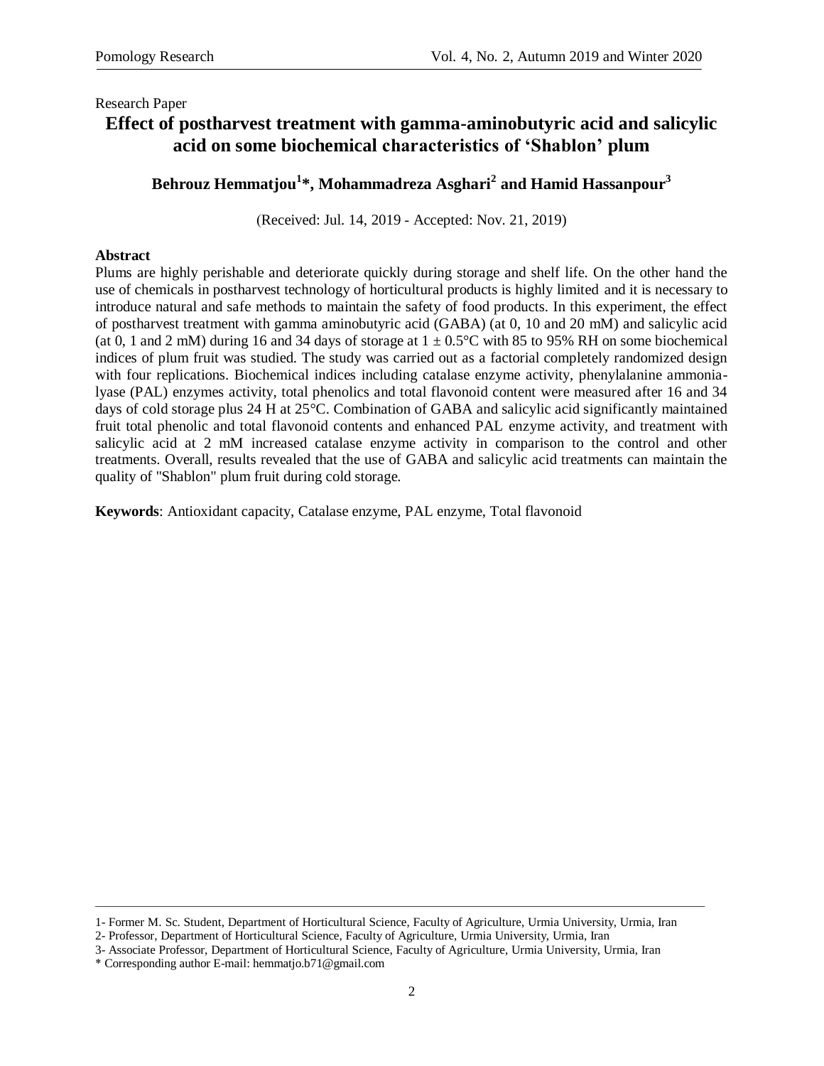Research Paper

# Effect of postharvest treatment with gamma-aminobutyric acid and salicylic acid on some biochemical characteristics of 'Shablon' plum

**Behrouz Hemmatjou[1]\*, Mohammadreza Asghari[2] and Hamid Hassanpour[3]**

(Received: Jul. 14, 2019 - Accepted: Nov. 21, 2019)

**Abstract**

Plums are highly perishable and deteriorate quickly during storage and shelf life. On the other hand the use of chemicals in postharvest technology of horticultural products is highly limited and it is necessary to introduce natural and safe methods to maintain the safety of food products. In this experiment, the effect of postharvest treatment with gamma aminobutyric acid (GABA) (at 0, 10 and 20 mM) and salicylic acid (at 0, 1 and 2 mM) during 16 and 34 days of storage at $1 \pm 0.5$°C with 85 to 95% RH on some biochemical indices of plum fruit was studied. The study was carried out as a factorial completely randomized design with four replications. Biochemical indices including catalase enzyme activity, phenylalanine ammonia-lyase (PAL) enzymes activity, total phenolics and total flavonoid content were measured after 16 and 34 days of cold storage plus 24 H at 25°C. Combination of GABA and salicylic acid significantly maintained fruit total phenolic and total flavonoid contents and enhanced PAL enzyme activity, and treatment with salicylic acid at 2 mM increased catalase enzyme activity in comparison to the control and other treatments. Overall, results revealed that the use of GABA and salicylic acid treatments can maintain the quality of "Shablon" plum fruit during cold storage.

**Keywords**: Antioxidant capacity, Catalase enzyme, PAL enzyme, Total flavonoid

---

1- Former M. Sc. Student, Department of Horticultural Science, Faculty of Agriculture, Urmia University, Urmia, Iran

2- Professor, Department of Horticultural Science, Faculty of Agriculture, Urmia University, Urmia, Iran

3- Associate Professor, Department of Horticultural Science, Faculty of Agriculture, Urmia University, Urmia, Iran

\* Corresponding author E-mail: hemmatjo.b71@gmail.com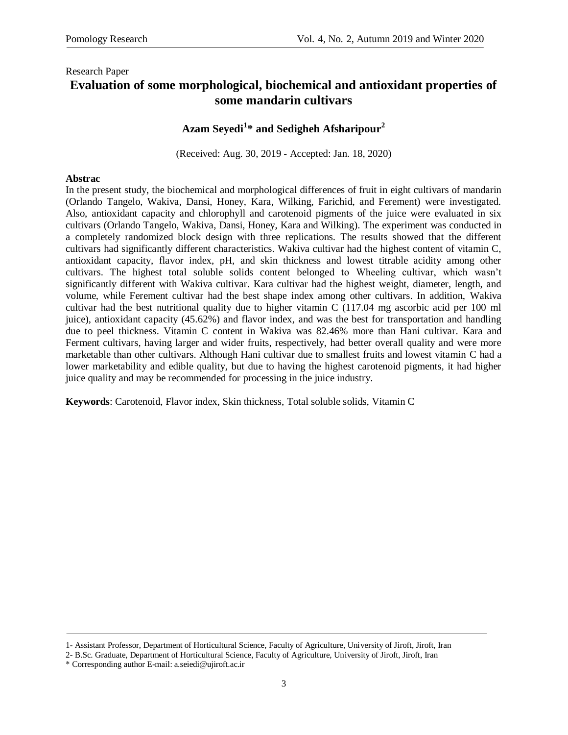Research Paper

# Evaluation of some morphological, biochemical and antioxidant properties of some mandarin cultivars

**Azam Seyedi[1]* and Sedigheh Afsharipour[2]**

(Received: Aug. 30, 2019 - Accepted: Jan. 18, 2020)

**Abstrac**

In the present study, the biochemical and morphological differences of fruit in eight cultivars of mandarin (Orlando Tangelo, Wakiva, Dansi, Honey, Kara, Wilking, Farichid, and Ferement) were investigated. Also, antioxidant capacity and chlorophyll and carotenoid pigments of the juice were evaluated in six cultivars (Orlando Tangelo, Wakiva, Dansi, Honey, Kara and Wilking). The experiment was conducted in a completely randomized block design with three replications. The results showed that the different cultivars had significantly different characteristics. Wakiva cultivar had the highest content of vitamin C, antioxidant capacity, flavor index, pH, and skin thickness and lowest titrable acidity among other cultivars. The highest total soluble solids content belonged to Wheeling cultivar, which wasn't significantly different with Wakiva cultivar. Kara cultivar had the highest weight, diameter, length, and volume, while Ferement cultivar had the best shape index among other cultivars. In addition, Wakiva cultivar had the best nutritional quality due to higher vitamin C (117.04 mg ascorbic acid per 100 ml juice), antioxidant capacity (45.62%) and flavor index, and was the best for transportation and handling due to peel thickness. Vitamin C content in Wakiva was 82.46% more than Hani cultivar. Kara and Ferment cultivars, having larger and wider fruits, respectively, had better overall quality and were more marketable than other cultivars. Although Hani cultivar due to smallest fruits and lowest vitamin C had a lower marketability and edible quality, but due to having the highest carotenoid pigments, it had higher juice quality and may be recommended for processing in the juice industry.

**Keywords**: Carotenoid, Flavor index, Skin thickness, Total soluble solids, Vitamin C

---

1- Assistant Professor, Department of Horticultural Science, Faculty of Agriculture, University of Jiroft, Jiroft, Iran

2- B.Sc. Graduate, Department of Horticultural Science, Faculty of Agriculture, University of Jiroft, Jiroft, Iran

* Corresponding author E-mail: a.seiedi@ujiroft.ac.ir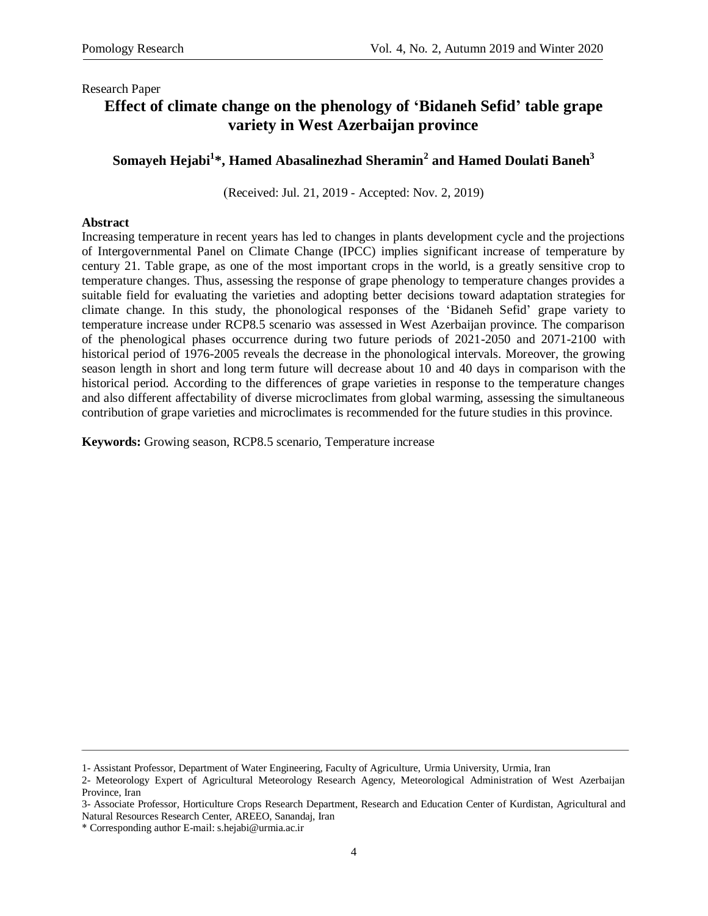Research Paper

# Effect of climate change on the phenology of 'Bidaneh Sefid' table grape variety in West Azerbaijan province

**Somayeh Hejabi[1]*, Hamed Abasalinezhad Sheramin[2] and Hamed Doulati Baneh[3]**

(Received: Jul. 21, 2019 - Accepted: Nov. 2, 2019)

## Abstract

Increasing temperature in recent years has led to changes in plants development cycle and the projections of Intergovernmental Panel on Climate Change (IPCC) implies significant increase of temperature by century 21. Table grape, as one of the most important crops in the world, is a greatly sensitive crop to temperature changes. Thus, assessing the response of grape phenology to temperature changes provides a suitable field for evaluating the varieties and adopting better decisions toward adaptation strategies for climate change. In this study, the phonological responses of the 'Bidaneh Sefid' grape variety to temperature increase under RCP8.5 scenario was assessed in West Azerbaijan province. The comparison of the phenological phases occurrence during two future periods of 2021-2050 and 2071-2100 with historical period of 1976-2005 reveals the decrease in the phonological intervals. Moreover, the growing season length in short and long term future will decrease about 10 and 40 days in comparison with the historical period. According to the differences of grape varieties in response to the temperature changes and also different affectability of diverse microclimates from global warming, assessing the simultaneous contribution of grape varieties and microclimates is recommended for the future studies in this province.

**Keywords:** Growing season, RCP8.5 scenario, Temperature increase

---

1- Assistant Professor, Department of Water Engineering, Faculty of Agriculture, Urmia University, Urmia, Iran

2- Meteorology Expert of Agricultural Meteorology Research Agency, Meteorological Administration of West Azerbaijan Province, Iran

3- Associate Professor, Horticulture Crops Research Department, Research and Education Center of Kurdistan, Agricultural and Natural Resources Research Center, AREEO, Sanandaj, Iran

* Corresponding author E-mail: s.hejabi@urmia.ac.ir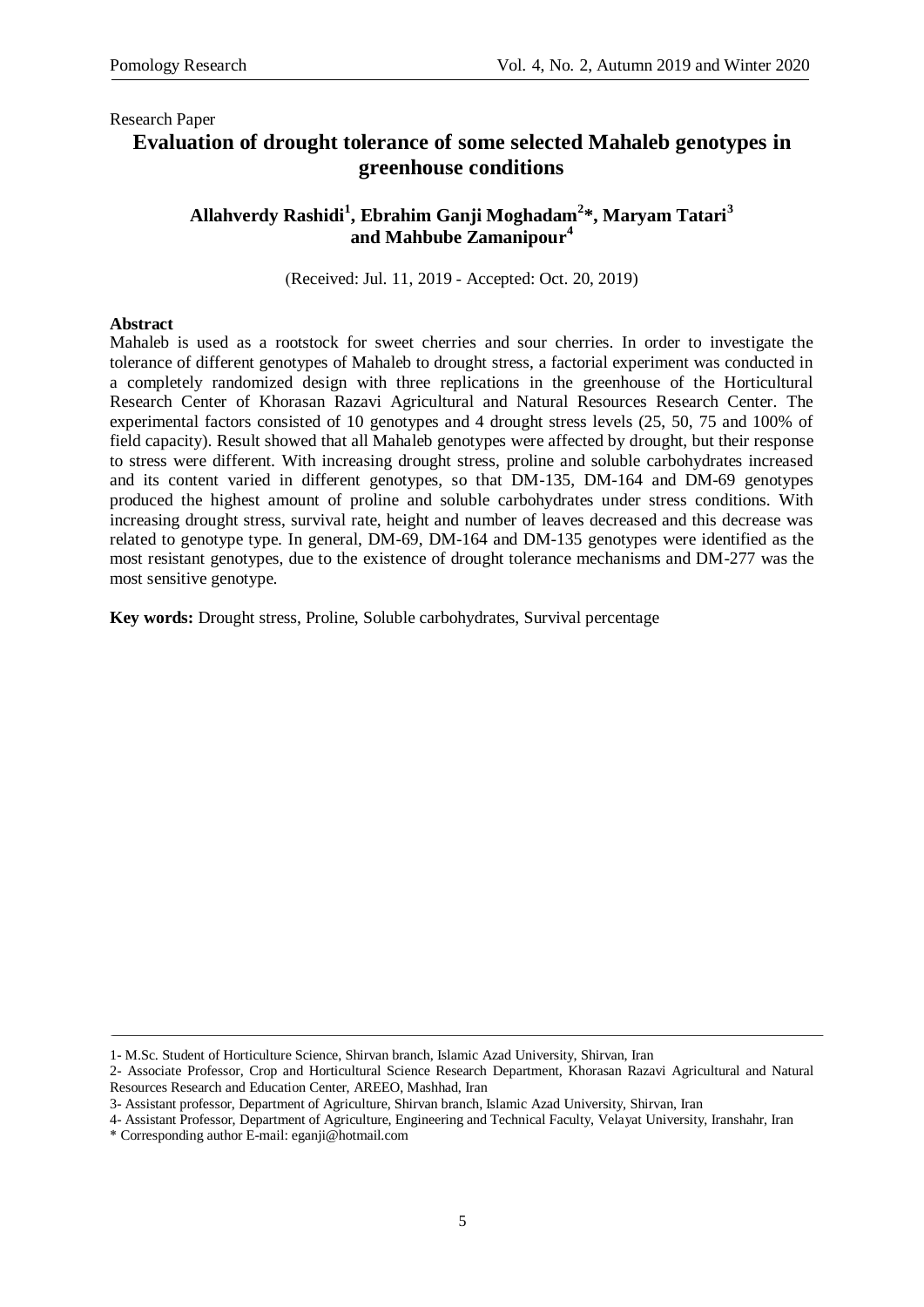Research Paper

# Evaluation of drought tolerance of some selected Mahaleb genotypes in greenhouse conditions

**Allahverdy Rashidi[1], Ebrahim Ganji Moghadam[2]*, Maryam Tatari[3] and Mahbube Zamanipour[4]**

(Received: Jul. 11, 2019 - Accepted: Oct. 20, 2019)

**Abstract**

Mahaleb is used as a rootstock for sweet cherries and sour cherries. In order to investigate the tolerance of different genotypes of Mahaleb to drought stress, a factorial experiment was conducted in a completely randomized design with three replications in the greenhouse of the Horticultural Research Center of Khorasan Razavi Agricultural and Natural Resources Research Center. The experimental factors consisted of 10 genotypes and 4 drought stress levels (25, 50, 75 and 100% of field capacity). Result showed that all Mahaleb genotypes were affected by drought, but their response to stress were different. With increasing drought stress, proline and soluble carbohydrates increased and its content varied in different genotypes, so that DM-135, DM-164 and DM-69 genotypes produced the highest amount of proline and soluble carbohydrates under stress conditions. With increasing drought stress, survival rate, height and number of leaves decreased and this decrease was related to genotype type. In general, DM-69, DM-164 and DM-135 genotypes were identified as the most resistant genotypes, due to the existence of drought tolerance mechanisms and DM-277 was the most sensitive genotype.

**Key words:** Drought stress, Proline, Soluble carbohydrates, Survival percentage

---

1- M.Sc. Student of Horticulture Science, Shirvan branch, Islamic Azad University, Shirvan, Iran

2- Associate Professor, Crop and Horticultural Science Research Department, Khorasan Razavi Agricultural and Natural Resources Research and Education Center, AREEO, Mashhad, Iran

3- Assistant professor, Department of Agriculture, Shirvan branch, Islamic Azad University, Shirvan, Iran

4- Assistant Professor, Department of Agriculture, Engineering and Technical Faculty, Velayat University, Iranshahr, Iran

\* Corresponding author E-mail: eganji@hotmail.com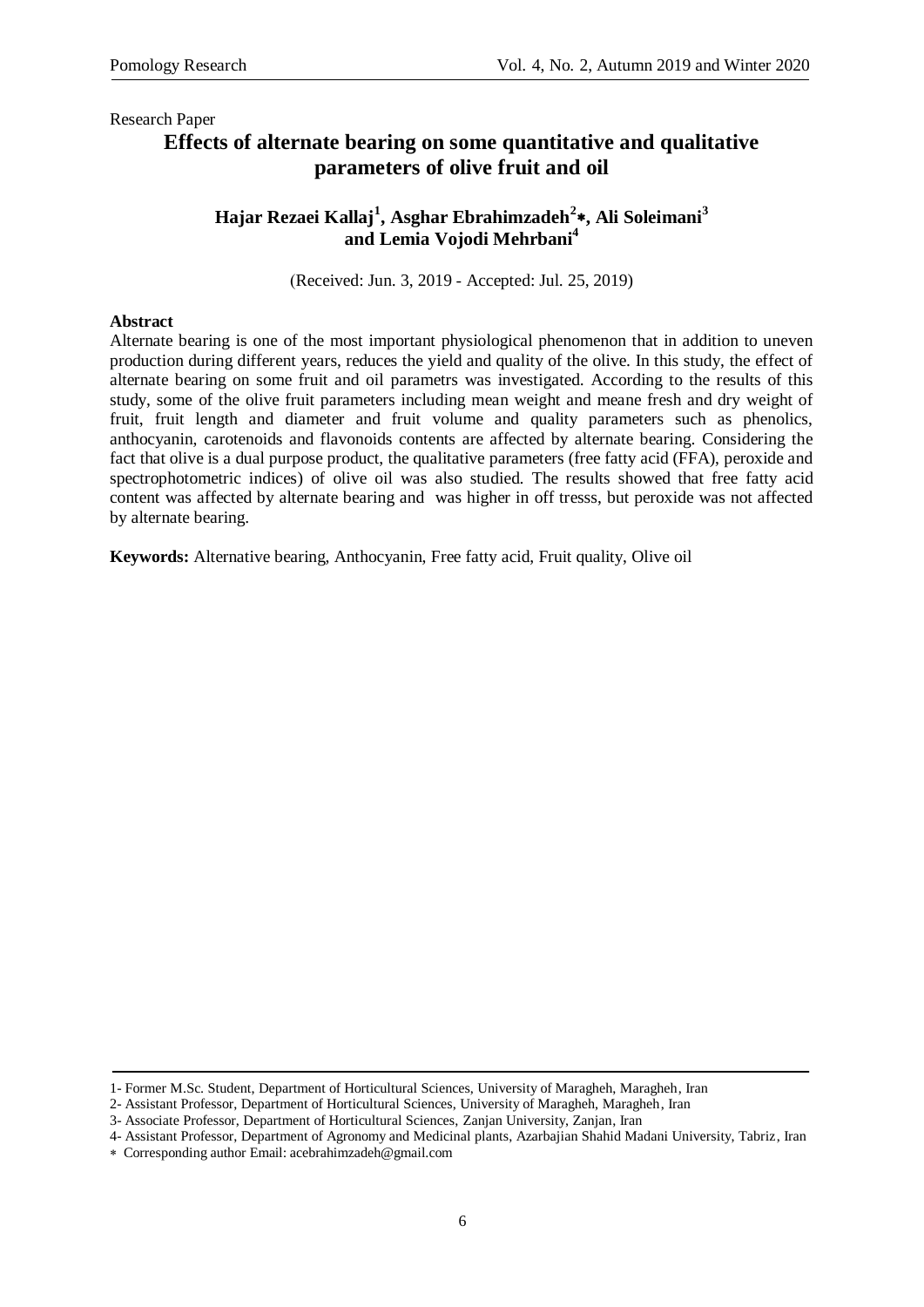Research Paper

# Effects of alternate bearing on some quantitative and qualitative parameters of olive fruit and oil

**Hajar Rezaei Kallaj[1], Asghar Ebrahimzadeh[2]\*, Ali Soleimani[3] and Lemia Vojodi Mehrbani[4]**

(Received: Jun. 3, 2019 - Accepted: Jul. 25, 2019)

**Abstract**

Alternate bearing is one of the most important physiological phenomenon that in addition to uneven production during different years, reduces the yield and quality of the olive. In this study, the effect of alternate bearing on some fruit and oil parametrs was investigated. According to the results of this study, some of the olive fruit parameters including mean weight and meane fresh and dry weight of fruit, fruit length and diameter and fruit volume and quality parameters such as phenolics, anthocyanin, carotenoids and flavonoids contents are affected by alternate bearing. Considering the fact that olive is a dual purpose product, the qualitative parameters (free fatty acid (FFA), peroxide and spectrophotometric indices) of olive oil was also studied. The results showed that free fatty acid content was affected by alternate bearing and was higher in off tresss, but peroxide was not affected by alternate bearing.

**Keywords:** Alternative bearing, Anthocyanin, Free fatty acid, Fruit quality, Olive oil

---

1- Former M.Sc. Student, Department of Horticultural Sciences, University of Maragheh, Maragheh, Iran

2- Assistant Professor, Department of Horticultural Sciences, University of Maragheh, Maragheh, Iran

3- Associate Professor, Department of Horticultural Sciences, Zanjan University, Zanjan, Iran

4- Assistant Professor, Department of Agronomy and Medicinal plants, Azarbajian Shahid Madani University, Tabriz, Iran

\* Corresponding author Email: acebrahimzadeh@gmail.com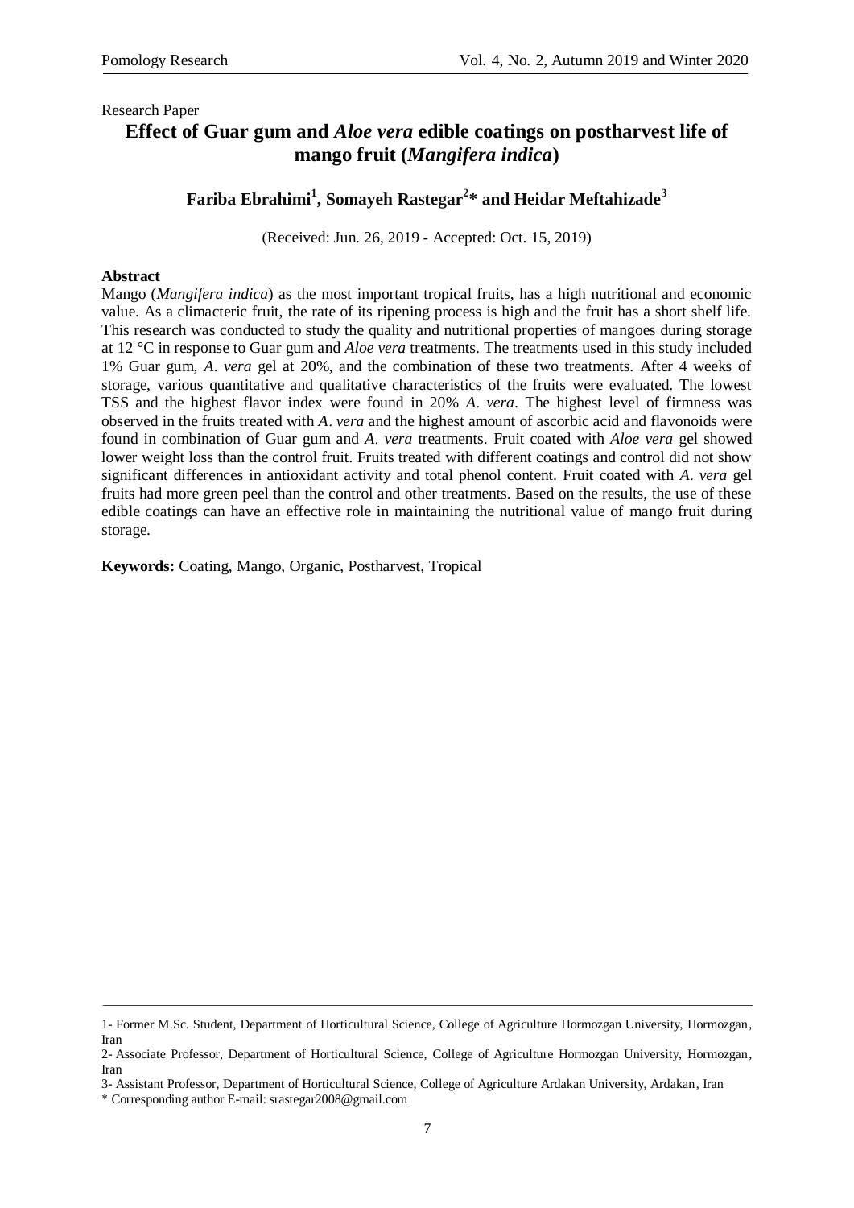Research Paper

# Effect of Guar gum and *Aloe vera* edible coatings on postharvest life of mango fruit (*Mangifera indica*)

**Fariba Ebrahimi[1], Somayeh Rastegar[2]* and Heidar Meftahizade[3]**

(Received: Jun. 26, 2019 - Accepted: Oct. 15, 2019)

## Abstract

Mango (*Mangifera indica*) as the most important tropical fruits, has a high nutritional and economic value. As a climacteric fruit, the rate of its ripening process is high and the fruit has a short shelf life. This research was conducted to study the quality and nutritional properties of mangoes during storage at 12 °C in response to Guar gum and *Aloe vera* treatments. The treatments used in this study included 1% Guar gum, *A. vera* gel at 20%, and the combination of these two treatments. After 4 weeks of storage, various quantitative and qualitative characteristics of the fruits were evaluated. The lowest TSS and the highest flavor index were found in 20% *A. vera*. The highest level of firmness was observed in the fruits treated with *A. vera* and the highest amount of ascorbic acid and flavonoids were found in combination of Guar gum and *A. vera* treatments. Fruit coated with *Aloe vera* gel showed lower weight loss than the control fruit. Fruits treated with different coatings and control did not show significant differences in antioxidant activity and total phenol content. Fruit coated with *A. vera* gel fruits had more green peel than the control and other treatments. Based on the results, the use of these edible coatings can have an effective role in maintaining the nutritional value of mango fruit during storage.

**Keywords:** Coating, Mango, Organic, Postharvest, Tropical

---

1- Former M.Sc. Student, Department of Horticultural Science, College of Agriculture Hormozgan University, Hormozgan, Iran

2- Associate Professor, Department of Horticultural Science, College of Agriculture Hormozgan University, Hormozgan, Iran

3- Assistant Professor, Department of Horticultural Science, College of Agriculture Ardakan University, Ardakan, Iran

\* Corresponding author E-mail: srastegar2008@gmail.com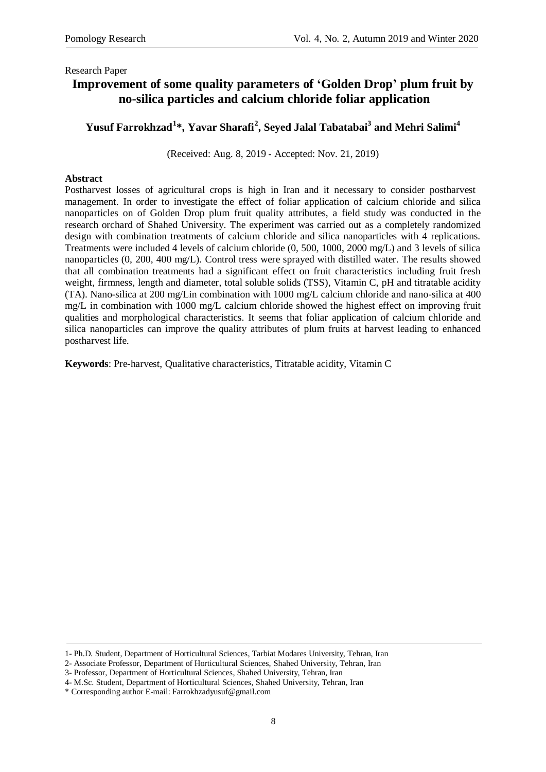Research Paper

# Improvement of some quality parameters of 'Golden Drop' plum fruit by no-silica particles and calcium chloride foliar application

**Yusuf Farrokhzad[1]*, Yavar Sharafi[2], Seyed Jalal Tabatabai[3] and Mehri Salimi[4]**

(Received: Aug. 8, 2019 - Accepted: Nov. 21, 2019)

## Abstract

Postharvest losses of agricultural crops is high in Iran and it necessary to consider postharvest management. In order to investigate the effect of foliar application of calcium chloride and silica nanoparticles on of Golden Drop plum fruit quality attributes, a field study was conducted in the research orchard of Shahed University. The experiment was carried out as a completely randomized design with combination treatments of calcium chloride and silica nanoparticles with 4 replications. Treatments were included 4 levels of calcium chloride (0, 500, 1000, 2000 mg/L) and 3 levels of silica nanoparticles (0, 200, 400 mg/L). Control tress were sprayed with distilled water. The results showed that all combination treatments had a significant effect on fruit characteristics including fruit fresh weight, firmness, length and diameter, total soluble solids (TSS), Vitamin C, pH and titratable acidity (TA). Nano-silica at 200 mg/Lin combination with 1000 mg/L calcium chloride and nano-silica at 400 mg/L in combination with 1000 mg/L calcium chloride showed the highest effect on improving fruit qualities and morphological characteristics. It seems that foliar application of calcium chloride and silica nanoparticles can improve the quality attributes of plum fruits at harvest leading to enhanced postharvest life.

**Keywords**: Pre-harvest, Qualitative characteristics, Titratable acidity, Vitamin C

---

1- Ph.D. Student, Department of Horticultural Sciences, Tarbiat Modares University, Tehran, Iran
2- Associate Professor, Department of Horticultural Sciences, Shahed University, Tehran, Iran
3- Professor, Department of Horticultural Sciences, Shahed University, Tehran, Iran
4- M.Sc. Student, Department of Horticultural Sciences, Shahed University, Tehran, Iran
* Corresponding author E-mail: Farrokhzadyusuf@gmail.com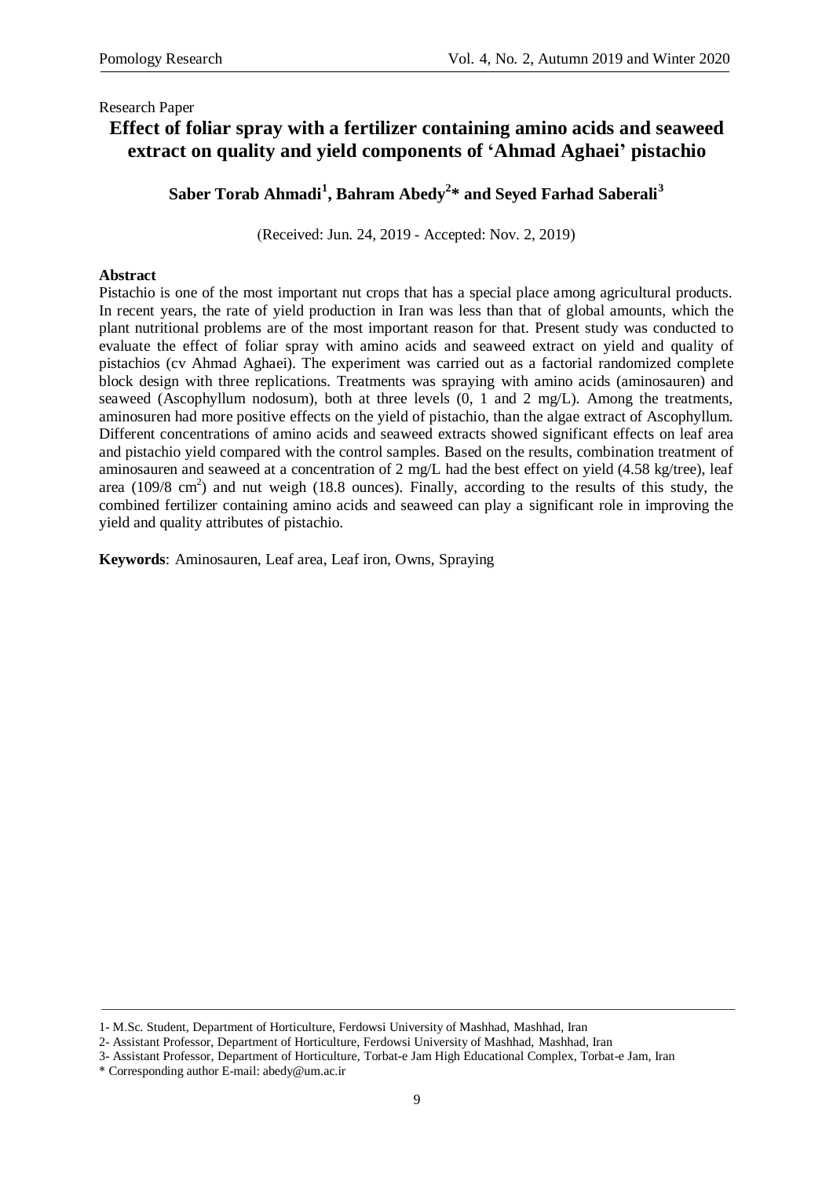Research Paper

# Effect of foliar spray with a fertilizer containing amino acids and seaweed extract on quality and yield components of 'Ahmad Aghaei' pistachio

**Saber Torab Ahmadi[1], Bahram Abedy[2]* and Seyed Farhad Saberali[3]**

(Received: Jun. 24, 2019 - Accepted: Nov. 2, 2019)

## Abstract

Pistachio is one of the most important nut crops that has a special place among agricultural products. In recent years, the rate of yield production in Iran was less than that of global amounts, which the plant nutritional problems are of the most important reason for that. Present study was conducted to evaluate the effect of foliar spray with amino acids and seaweed extract on yield and quality of pistachios (cv Ahmad Aghaei). The experiment was carried out as a factorial randomized complete block design with three replications. Treatments was spraying with amino acids (aminosauren) and seaweed (Ascophyllum nodosum), both at three levels (0, 1 and 2 mg/L). Among the treatments, aminosuren had more positive effects on the yield of pistachio, than the algae extract of Ascophyllum. Different concentrations of amino acids and seaweed extracts showed significant effects on leaf area and pistachio yield compared with the control samples. Based on the results, combination treatment of aminosauren and seaweed at a concentration of 2 mg/L had the best effect on yield (4.58 kg/tree), leaf area (109/8 $cm^2$) and nut weigh (18.8 ounces). Finally, according to the results of this study, the combined fertilizer containing amino acids and seaweed can play a significant role in improving the yield and quality attributes of pistachio.

**Keywords**: Aminosauren, Leaf area, Leaf iron, Owns, Spraying

---

1- M.Sc. Student, Department of Horticulture, Ferdowsi University of Mashhad, Mashhad, Iran

2- Assistant Professor, Department of Horticulture, Ferdowsi University of Mashhad, Mashhad, Iran

3- Assistant Professor, Department of Horticulture, Torbat-e Jam High Educational Complex, Torbat-e Jam, Iran

\* Corresponding author E-mail: abedy@um.ac.ir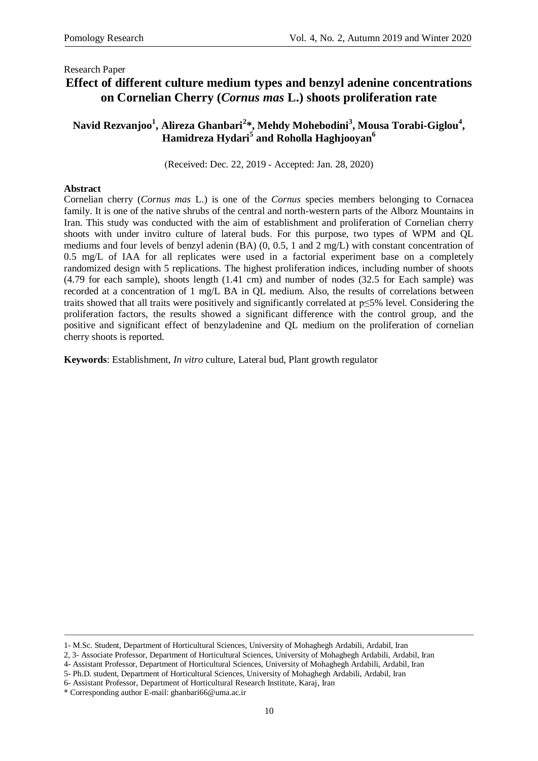Research Paper

# Effect of different culture medium types and benzyl adenine concentrations on Cornelian Cherry (*Cornus mas* L.) shoots proliferation rate

**Navid Rezvanjoo[1], Alireza Ghanbari[2]*, Mehdy Mohebodini[3], Mousa Torabi-Giglou[4], Hamidreza Hydari[5] and Roholla Haghjooyan[6]**

(Received: Dec. 22, 2019 - Accepted: Jan. 28, 2020)

**Abstract**

Cornelian cherry (*Cornus mas* L.) is one of the *Cornus* species members belonging to Cornacea family. It is one of the native shrubs of the central and north-western parts of the Alborz Mountains in Iran. This study was conducted with the aim of establishment and proliferation of Cornelian cherry shoots with under invitro culture of lateral buds. For this purpose, two types of WPM and QL mediums and four levels of benzyl adenin (BA) (0, 0.5, 1 and 2 mg/L) with constant concentration of 0.5 mg/L of IAA for all replicates were used in a factorial experiment base on a completely randomized design with 5 replications. The highest proliferation indices, including number of shoots (4.79 for each sample), shoots length (1.41 cm) and number of nodes (32.5 for Each sample) was recorded at a concentration of 1 mg/L BA in QL medium. Also, the results of correlations between traits showed that all traits were positively and significantly correlated at $p \leq 5\%$ level. Considering the proliferation factors, the results showed a significant difference with the control group, and the positive and significant effect of benzyladenine and QL medium on the proliferation of cornelian cherry shoots is reported.

**Keywords**: Establishment, *In vitro* culture, Lateral bud, Plant growth regulator

---

1- M.Sc. Student, Department of Horticultural Sciences, University of Mohaghegh Ardabili, Ardabil, Iran

2, 3- Associate Professor, Department of Horticultural Sciences, University of Mohaghegh Ardabili, Ardabil, Iran

4- Assistant Professor, Department of Horticultural Sciences, University of Mohaghegh Ardabili, Ardabil, Iran

5- Ph.D. student, Department of Horticultural Sciences, University of Mohaghegh Ardabili, Ardabil, Iran

6- Assistant Professor, Department of Horticultural Research Institute, Karaj, Iran

\* Corresponding author E-mail: ghanbari66@uma.ac.ir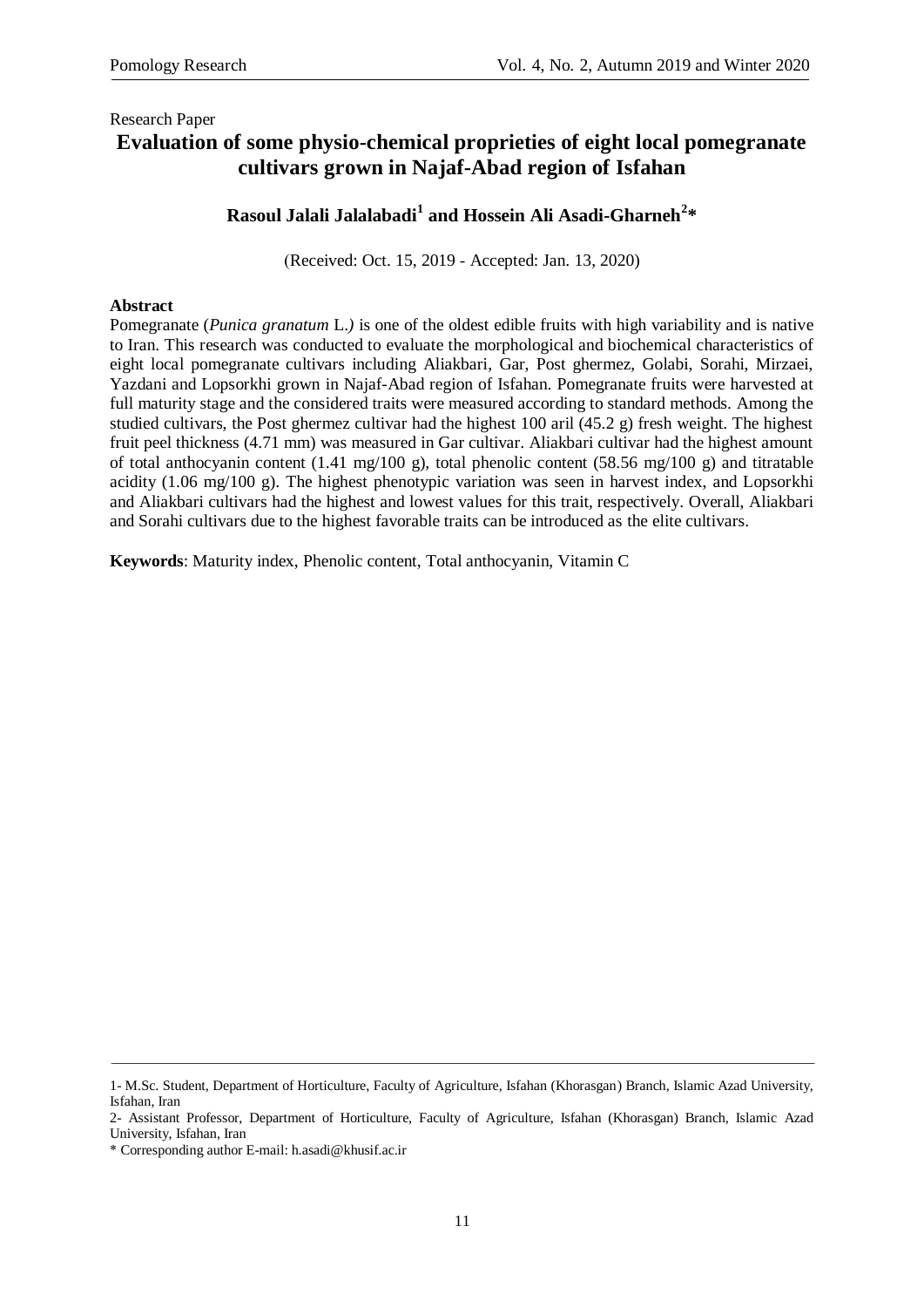Research Paper

# Evaluation of some physio-chemical proprieties of eight local pomegranate cultivars grown in Najaf-Abad region of Isfahan

**Rasoul Jalali Jalalabadi[1] and Hossein Ali Asadi-Gharneh[2]***

(Received: Oct. 15, 2019 - Accepted: Jan. 13, 2020)

**Abstract**

Pomegranate (*Punica granatum* L.) is one of the oldest edible fruits with high variability and is native to Iran. This research was conducted to evaluate the morphological and biochemical characteristics of eight local pomegranate cultivars including Aliakbari, Gar, Post ghermez, Golabi, Sorahi, Mirzaei, Yazdani and Lopsorkhi grown in Najaf-Abad region of Isfahan. Pomegranate fruits were harvested at full maturity stage and the considered traits were measured according to standard methods. Among the studied cultivars, the Post ghermez cultivar had the highest 100 aril (45.2 g) fresh weight. The highest fruit peel thickness (4.71 mm) was measured in Gar cultivar. Aliakbari cultivar had the highest amount of total anthocyanin content (1.41 mg/100 g), total phenolic content (58.56 mg/100 g) and titratable acidity (1.06 mg/100 g). The highest phenotypic variation was seen in harvest index, and Lopsorkhi and Aliakbari cultivars had the highest and lowest values for this trait, respectively. Overall, Aliakbari and Sorahi cultivars due to the highest favorable traits can be introduced as the elite cultivars.

**Keywords**: Maturity index, Phenolic content, Total anthocyanin, Vitamin C

---

1- M.Sc. Student, Department of Horticulture, Faculty of Agriculture, Isfahan (Khorasgan) Branch, Islamic Azad University, Isfahan, Iran

2- Assistant Professor, Department of Horticulture, Faculty of Agriculture, Isfahan (Khorasgan) Branch, Islamic Azad University, Isfahan, Iran

\* Corresponding author E-mail: h.asadi@khusif.ac.ir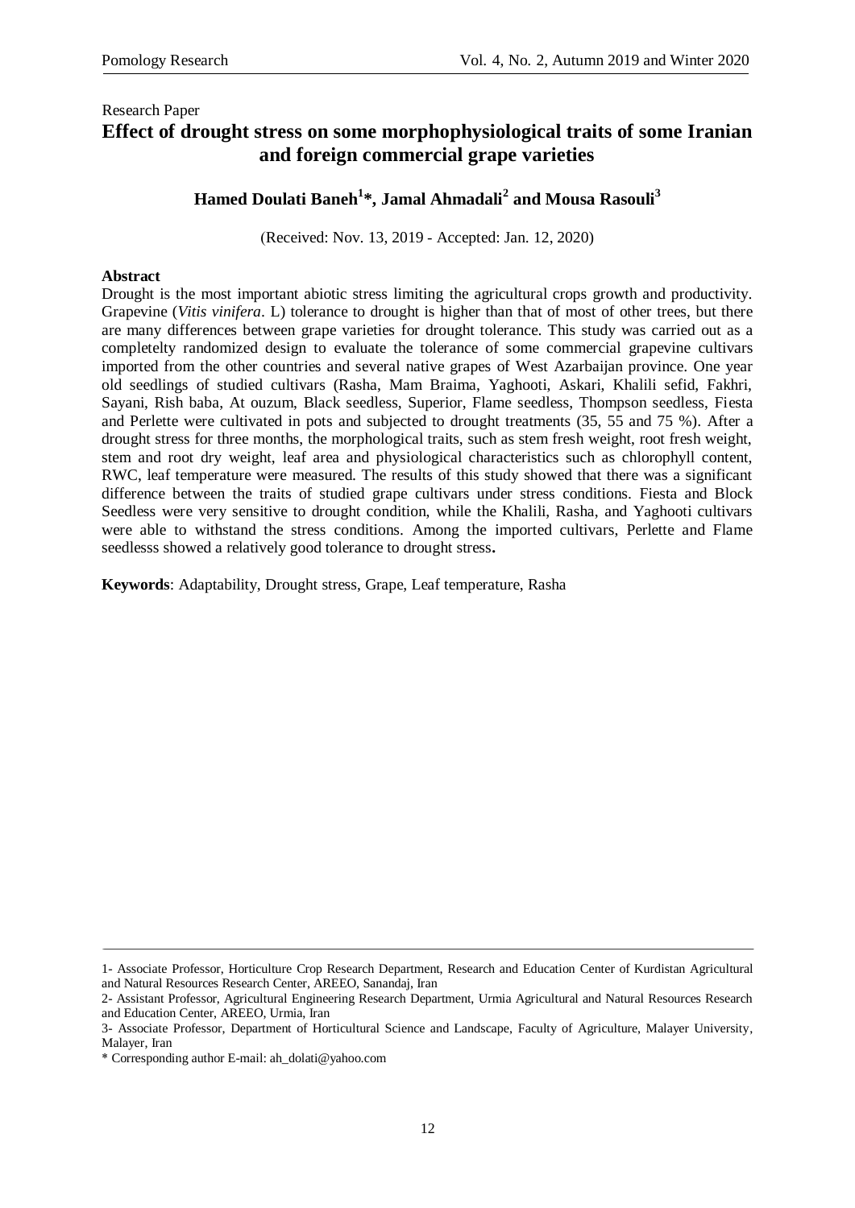Research Paper

# Effect of drought stress on some morphophysiological traits of some Iranian and foreign commercial grape varieties

**Hamed Doulati Baneh[1]\*, Jamal Ahmadali[2] and Mousa Rasouli[3]**

(Received: Nov. 13, 2019 - Accepted: Jan. 12, 2020)

## Abstract

Drought is the most important abiotic stress limiting the agricultural crops growth and productivity. Grapevine (*Vitis vinifera*. L) tolerance to drought is higher than that of most of other trees, but there are many differences between grape varieties for drought tolerance. This study was carried out as a completelty randomized design to evaluate the tolerance of some commercial grapevine cultivars imported from the other countries and several native grapes of West Azarbaijan province. One year old seedlings of studied cultivars (Rasha, Mam Braima, Yaghooti, Askari, Khalili sefid, Fakhri, Sayani, Rish baba, At ouzum, Black seedless, Superior, Flame seedless, Thompson seedless, Fiesta and Perlette were cultivated in pots and subjected to drought treatments (35, 55 and 75 %). After a drought stress for three months, the morphological traits, such as stem fresh weight, root fresh weight, stem and root dry weight, leaf area and physiological characteristics such as chlorophyll content, RWC, leaf temperature were measured. The results of this study showed that there was a significant difference between the traits of studied grape cultivars under stress conditions. Fiesta and Block Seedless were very sensitive to drought condition, while the Khalili, Rasha, and Yaghooti cultivars were able to withstand the stress conditions. Among the imported cultivars, Perlette and Flame seedlesss showed a relatively good tolerance to drought stress**.**

**Keywords**: Adaptability, Drought stress, Grape, Leaf temperature, Rasha

---

1- Associate Professor, Horticulture Crop Research Department, Research and Education Center of Kurdistan Agricultural and Natural Resources Research Center, AREEO, Sanandaj, Iran

2- Assistant Professor, Agricultural Engineering Research Department, Urmia Agricultural and Natural Resources Research and Education Center, AREEO, Urmia, Iran

3- Associate Professor, Department of Horticultural Science and Landscape, Faculty of Agriculture, Malayer University, Malayer, Iran

\* Corresponding author E-mail: ah_dolati@yahoo.com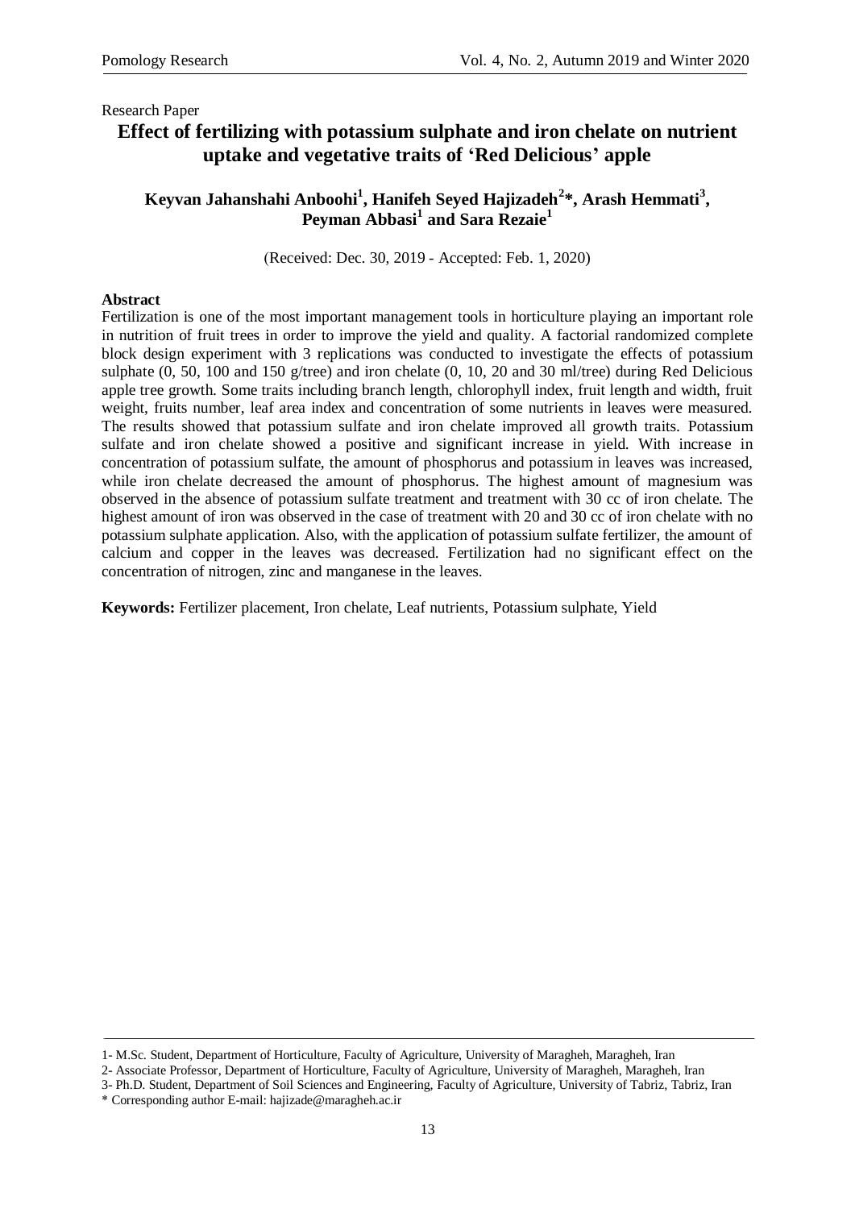Research Paper

# Effect of fertilizing with potassium sulphate and iron chelate on nutrient uptake and vegetative traits of 'Red Delicious' apple

**Keyvan Jahanshahi Anboohi[1], Hanifeh Seyed Hajizadeh[2]*, Arash Hemmati[3], Peyman Abbasi[1] and Sara Rezaie[1]**

(Received: Dec. 30, 2019 - Accepted: Feb. 1, 2020)

**Abstract**

Fertilization is one of the most important management tools in horticulture playing an important role in nutrition of fruit trees in order to improve the yield and quality. A factorial randomized complete block design experiment with 3 replications was conducted to investigate the effects of potassium sulphate (0, 50, 100 and 150 g/tree) and iron chelate (0, 10, 20 and 30 ml/tree) during Red Delicious apple tree growth. Some traits including branch length, chlorophyll index, fruit length and width, fruit weight, fruits number, leaf area index and concentration of some nutrients in leaves were measured. The results showed that potassium sulfate and iron chelate improved all growth traits. Potassium sulfate and iron chelate showed a positive and significant increase in yield. With increase in concentration of potassium sulfate, the amount of phosphorus and potassium in leaves was increased, while iron chelate decreased the amount of phosphorus. The highest amount of magnesium was observed in the absence of potassium sulfate treatment and treatment with 30 cc of iron chelate. The highest amount of iron was observed in the case of treatment with 20 and 30 cc of iron chelate with no potassium sulphate application. Also, with the application of potassium sulfate fertilizer, the amount of calcium and copper in the leaves was decreased. Fertilization had no significant effect on the concentration of nitrogen, zinc and manganese in the leaves.

**Keywords:** Fertilizer placement, Iron chelate, Leaf nutrients, Potassium sulphate, Yield

---

1- M.Sc. Student, Department of Horticulture, Faculty of Agriculture, University of Maragheh, Maragheh, Iran

2- Associate Professor, Department of Horticulture, Faculty of Agriculture, University of Maragheh, Maragheh, Iran

3- Ph.D. Student, Department of Soil Sciences and Engineering, Faculty of Agriculture, University of Tabriz, Tabriz, Iran

\* Corresponding author E-mail: hajizade@maragheh.ac.ir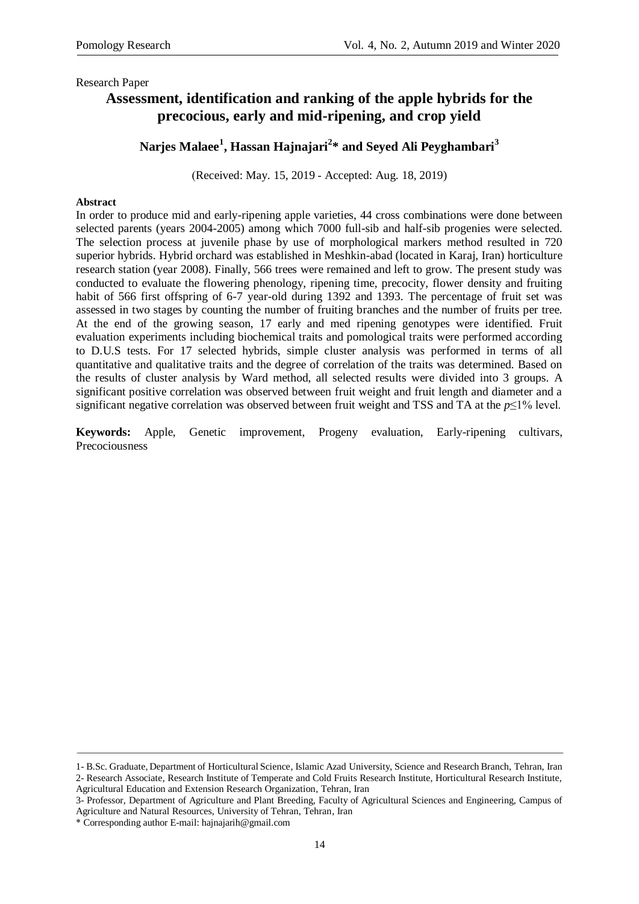Research Paper

# Assessment, identification and ranking of the apple hybrids for the precocious, early and mid-ripening, and crop yield

**Narjes Malaee[1], Hassan Hajnajari[2]* and Seyed Ali Peyghambari[3]**

(Received: May. 15, 2019 - Accepted: Aug. 18, 2019)

**Abstract**

In order to produce mid and early-ripening apple varieties, 44 cross combinations were done between selected parents (years 2004-2005) among which 7000 full-sib and half-sib progenies were selected. The selection process at juvenile phase by use of morphological markers method resulted in 720 superior hybrids. Hybrid orchard was established in Meshkin-abad (located in Karaj, Iran) horticulture research station (year 2008). Finally, 566 trees were remained and left to grow. The present study was conducted to evaluate the flowering phenology, ripening time, precocity, flower density and fruiting habit of 566 first offspring of 6-7 year-old during 1392 and 1393. The percentage of fruit set was assessed in two stages by counting the number of fruiting branches and the number of fruits per tree. At the end of the growing season, 17 early and med ripening genotypes were identified. Fruit evaluation experiments including biochemical traits and pomological traits were performed according to D.U.S tests. For 17 selected hybrids, simple cluster analysis was performed in terms of all quantitative and qualitative traits and the degree of correlation of the traits was determined. Based on the results of cluster analysis by Ward method, all selected results were divided into 3 groups. A significant positive correlation was observed between fruit weight and fruit length and diameter and a significant negative correlation was observed between fruit weight and TSS and TA at the $p \leq 1\%$ level.

**Keywords:** Apple, Genetic improvement, Progeny evaluation, Early-ripening cultivars, Precociousness

---

1- B.Sc. Graduate, Department of Horticultural Science, Islamic Azad University, Science and Research Branch, Tehran, Iran

2- Research Associate, Research Institute of Temperate and Cold Fruits Research Institute, Horticultural Research Institute, Agricultural Education and Extension Research Organization, Tehran, Iran

3- Professor, Department of Agriculture and Plant Breeding, Faculty of Agricultural Sciences and Engineering, Campus of Agriculture and Natural Resources, University of Tehran, Tehran, Iran

* Corresponding author E-mail: hajnajarih@gmail.com